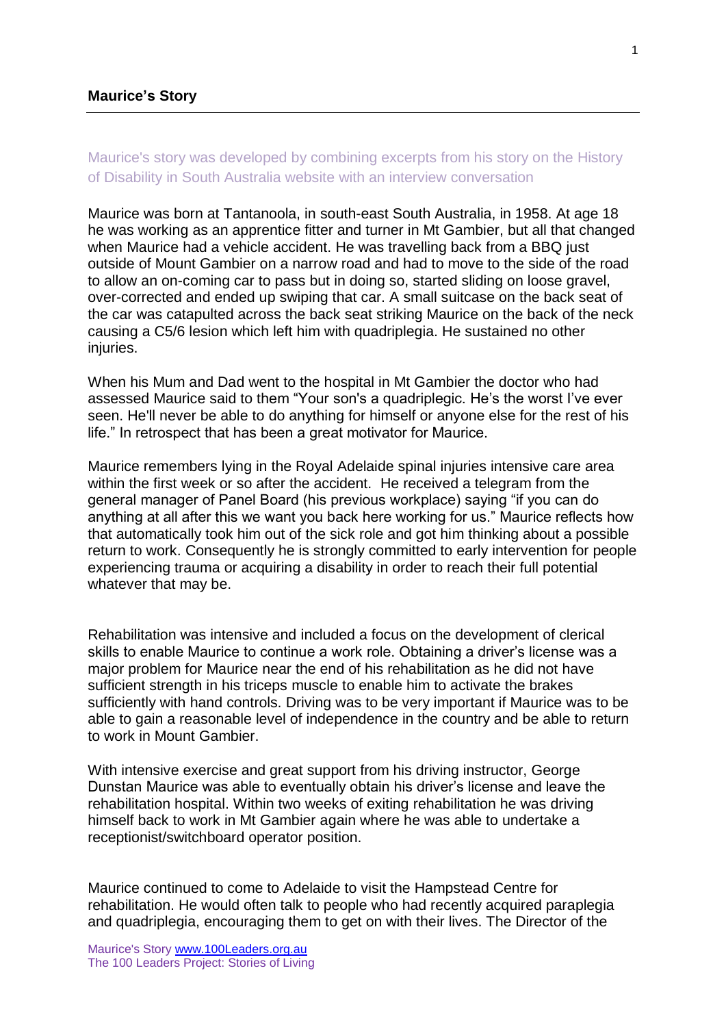**Maurice's Story**

Maurice's story was developed by combining excerpts from his story on the History of Disability in South Australia website with an interview conversation

Maurice was born at Tantanoola, in south-east South Australia, in 1958. At age 18 he was working as an apprentice fitter and turner in Mt Gambier, but all that changed when Maurice had a vehicle accident. He was travelling back from a BBQ just outside of Mount Gambier on a narrow road and had to move to the side of the road to allow an on-coming car to pass but in doing so, started sliding on loose gravel, over-corrected and ended up swiping that car. A small suitcase on the back seat of the car was catapulted across the back seat striking Maurice on the back of the neck causing a C5/6 lesion which left him with quadriplegia. He sustained no other injuries.

When his Mum and Dad went to the hospital in Mt Gambier the doctor who had assessed Maurice said to them "Your son's a quadriplegic. He's the worst I've ever seen. He'll never be able to do anything for himself or anyone else for the rest of his life." In retrospect that has been a great motivator for Maurice.

Maurice remembers lying in the Royal Adelaide spinal injuries intensive care area within the first week or so after the accident. He received a telegram from the general manager of Panel Board (his previous workplace) saying "if you can do anything at all after this we want you back here working for us." Maurice reflects how that automatically took him out of the sick role and got him thinking about a possible return to work. Consequently he is strongly committed to early intervention for people experiencing trauma or acquiring a disability in order to reach their full potential whatever that may be.

Rehabilitation was intensive and included a focus on the development of clerical skills to enable Maurice to continue a work role. Obtaining a driver's license was a major problem for Maurice near the end of his rehabilitation as he did not have sufficient strength in his triceps muscle to enable him to activate the brakes sufficiently with hand controls. Driving was to be very important if Maurice was to be able to gain a reasonable level of independence in the country and be able to return to work in Mount Gambier.

With intensive exercise and great support from his driving instructor, George Dunstan Maurice was able to eventually obtain his driver's license and leave the rehabilitation hospital. Within two weeks of exiting rehabilitation he was driving himself back to work in Mt Gambier again where he was able to undertake a receptionist/switchboard operator position.

Maurice continued to come to Adelaide to visit the Hampstead Centre for rehabilitation. He would often talk to people who had recently acquired paraplegia and quadriplegia, encouraging them to get on with their lives. The Director of the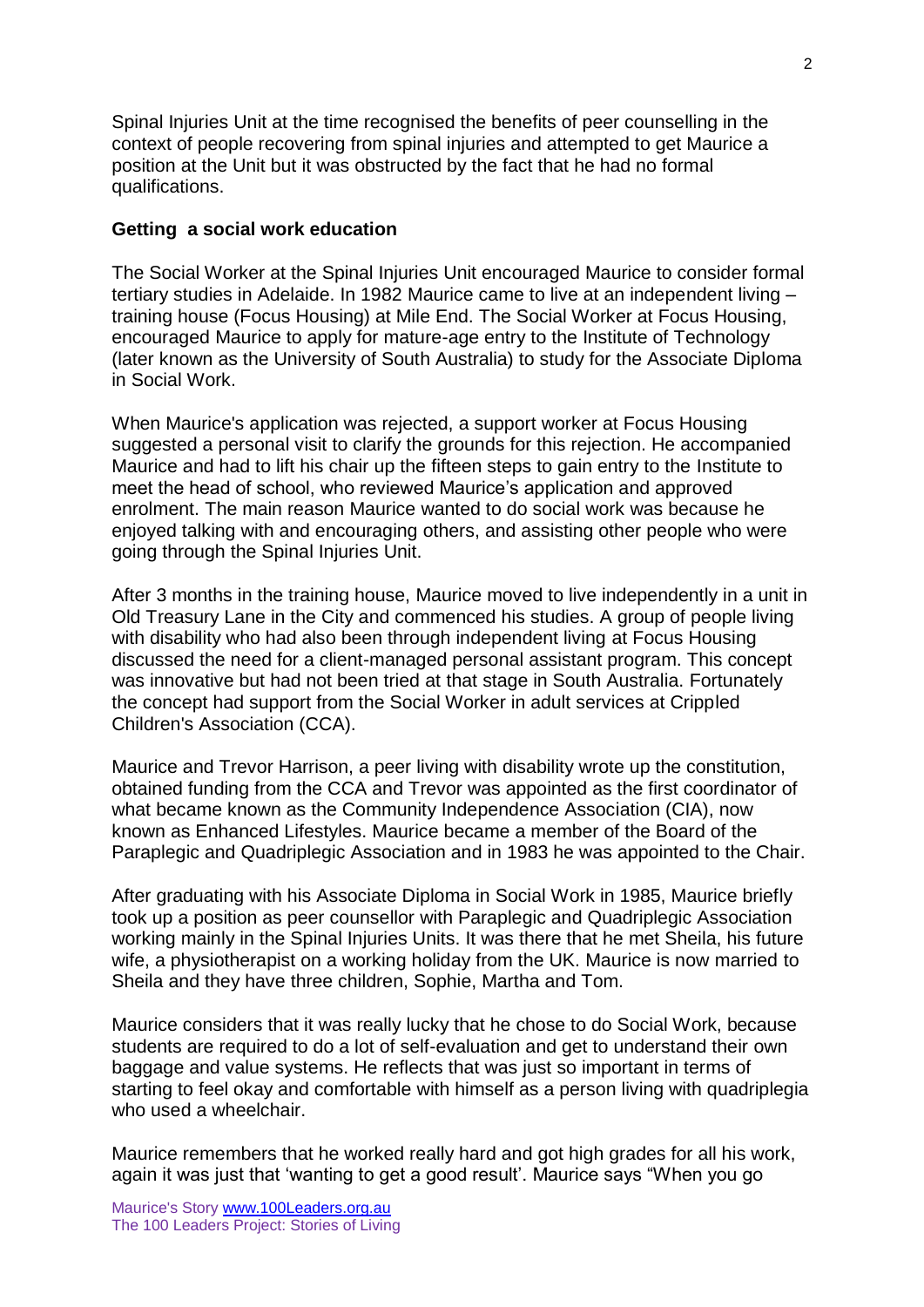Spinal Injuries Unit at the time recognised the benefits of peer counselling in the context of people recovering from spinal injuries and attempted to get Maurice a position at the Unit but it was obstructed by the fact that he had no formal qualifications.

## Getting a social work education

The Social Worker at the Spinal Injuries Unit encouraged Maurice to consider formal tertiary studies in Adelaide. In 1982 Maurice came to live at an independent living – training house (Focus Housing) at Mile End. The Social Worker at Focus Housing, encouraged Maurice to apply for mature-age entry to the Institute of Technology (later known as the University of South Australia) to study for the Associate Diploma in Social Work.

When Maurice's application was rejected, a support worker at Focus Housing suggested a personal visit to clarify the grounds for this rejection. He accompanied Maurice and had to lift his chair up the fifteen steps to gain entry to the Institute to meet the head of school, who reviewed Maurice's application and approved enrolment. The main reason Maurice wanted to do social work was because he enjoyed talking with and encouraging others, and assisting other people who were going through the Spinal Injuries Unit.

After 3 months in the training house, Maurice moved to live independently in a unit in Old Treasury Lane in the City and commenced his studies. A group of people living with disability who had also been through independent living at Focus Housing discussed the need for a client-managed personal assistant program. This concept was innovative but had not been tried at that stage in South Australia. Fortunately the concept had support from the Social Worker in adult services at Crippled Children's Association (CCA).

Maurice and Trevor Harrison, a peer living with disability wrote up the constitution, obtained funding from the CCA and Trevor was appointed as the first coordinator of what became known as the Community Independence Association (CIA), now known as Enhanced Lifestyles. Maurice became a member of the Board of the Paraplegic and Quadriplegic Association and in 1983 he was appointed to the Chair.

After graduating with his Associate Diploma in Social Work in 1985, Maurice briefly took up a position as peer counsellor with Paraplegic and Quadriplegic Association working mainly in the Spinal Injuries Units. It was there that he met Sheila, his future wife, a physiotherapist on a working holiday from the UK. Maurice is now married to Sheila and they have three children, Sophie, Martha and Tom.

Maurice considers that it was really lucky that he chose to do Social Work, because students are required to do a lot of self-evaluation and get to understand their own baggage and value systems. He reflects that was just so important in terms of starting to feel okay and comfortable with himself as a person living with quadriplegia who used a wheelchair.

Maurice remembers that he worked really hard and got high grades for all his work, again it was just that 'wanting to get a good result'. Maurice says "When you go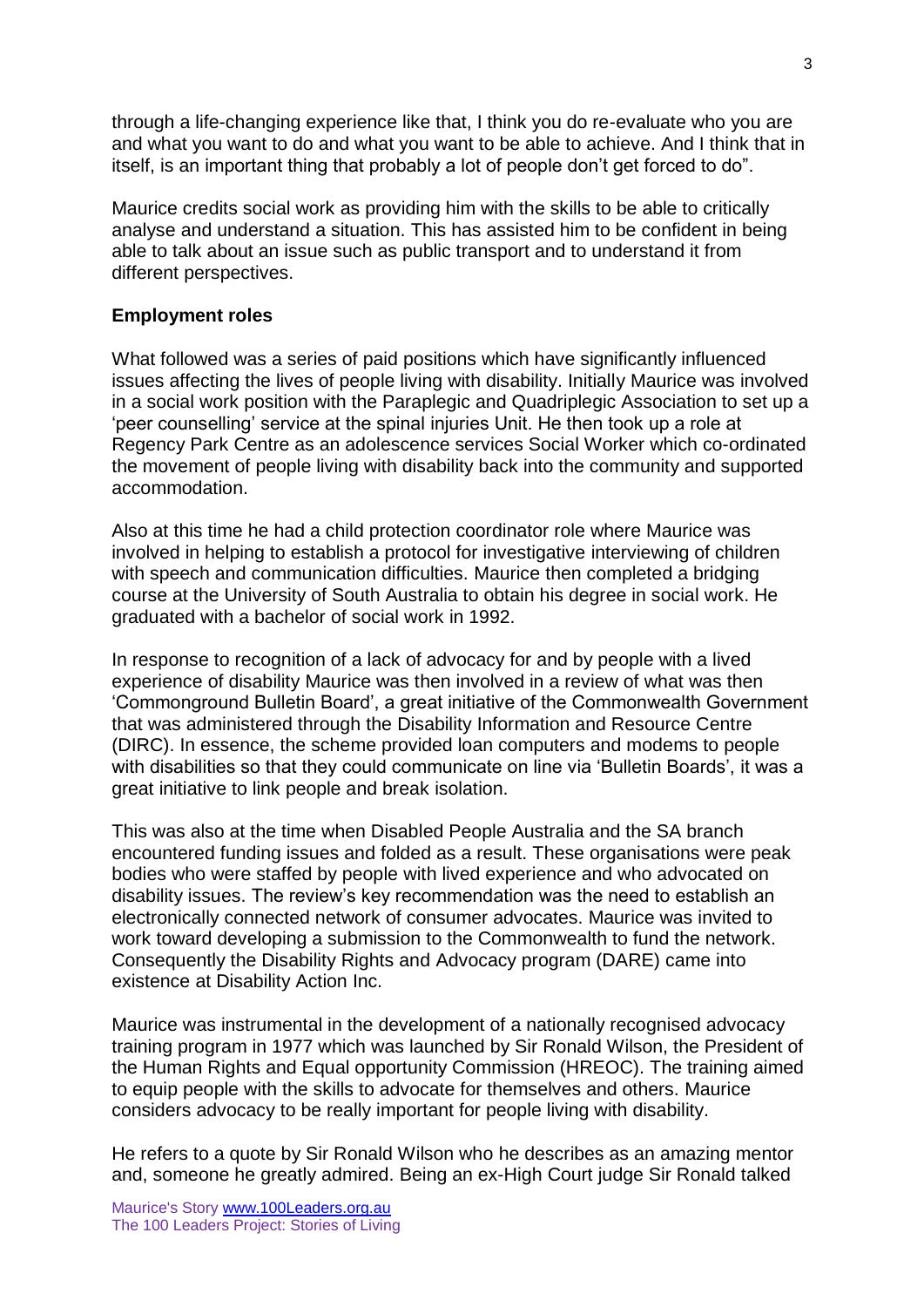through a life-changing experience like that, I think you do re-evaluate who you are and what you want to do and what you want to be able to achieve. And I think that in itself, is an important thing that probably a lot of people don't get forced to do".

Maurice credits social work as providing him with the skills to be able to critically analyse and understand a situation. This has assisted him to be confident in being able to talk about an issue such as public transport and to understand it from different perspectives.

**Employment roles**

What followed was a series of paid positions which have significantly influenced issues affecting the lives of people living with disability. Initially Maurice was involved in a social work position with the Paraplegic and Quadriplegic Association to set up a 'peer counselling' service at the spinal injuries Unit. He then took up a role at Regency Park Centre as an adolescence services Social Worker which co-ordinated the movement of people living with disability back into the community and supported accommodation.

Also at this time he had a child protection coordinator role where Maurice was involved in helping to establish a protocol for investigative interviewing of children with speech and communication difficulties. Maurice then completed a bridging course at the University of South Australia to obtain his degree in social work. He graduated with a bachelor of social work in 1992.

In response to recognition of a lack of advocacy for and by people with a lived experience of disability Maurice was then involved in a review of what was then 'Commonground Bulletin Board', a great initiative of the Commonwealth Government that was administered through the Disability Information and Resource Centre (DIRC). In essence, the scheme provided loan computers and modems to people with disabilities so that they could communicate on line via 'Bulletin Boards', it was a great initiative to link people and break isolation.

This was also at the time when Disabled People Australia and the SA branch encountered funding issues and folded as a result. These organisations were peak bodies who were staffed by people with lived experience and who advocated on disability issues. The review's key recommendation was the need to establish an electronically connected network of consumer advocates. Maurice was invited to work toward developing a submission to the Commonwealth to fund the network. Consequently the Disability Rights and Advocacy program (DARE) came into existence at Disability Action Inc.

Maurice was instrumental in the development of a nationally recognised advocacy training program in 1977 which was launched by Sir Ronald Wilson, the President of the Human Rights and Equal opportunity Commission (HREOC). The training aimed to equip people with the skills to advocate for themselves and others. Maurice considers advocacy to be really important for people living with disability.

He refers to a quote by Sir Ronald Wilson who he describes as an amazing mentor and, someone he greatly admired. Being an ex-High Court judge Sir Ronald talked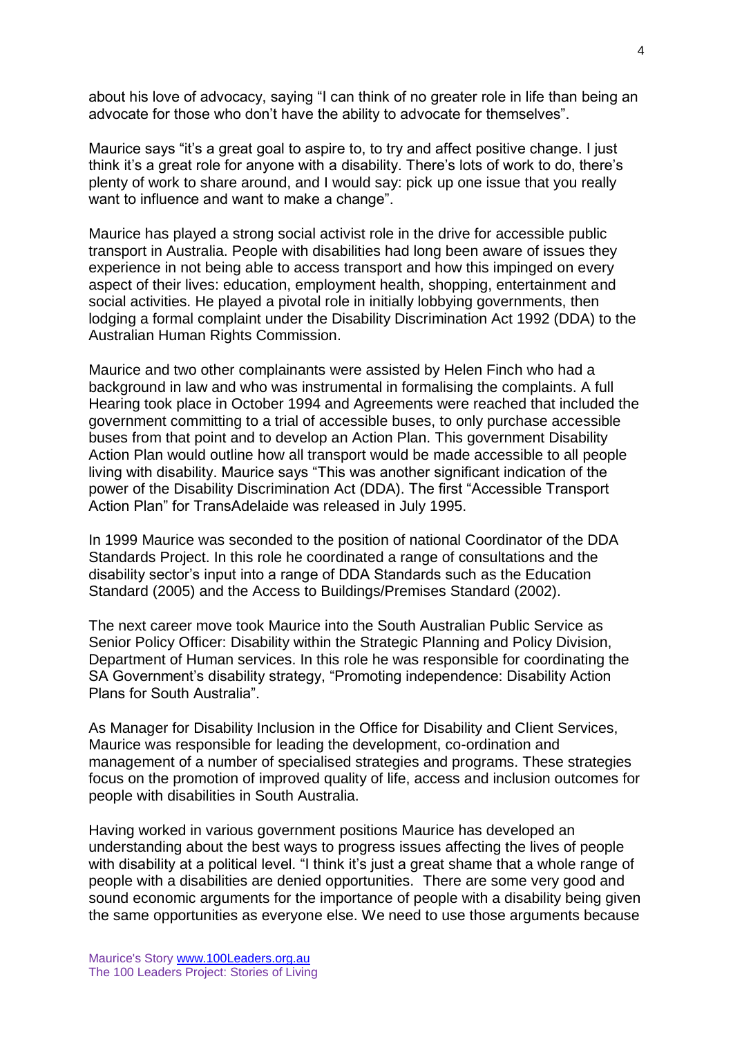about his love of advocacy, saying "I can think of no greater role in life than being an advocate for those who don't have the ability to advocate for themselves".

Maurice says "it's a great goal to aspire to, to try and affect positive change. I just think it's a great role for anyone with a disability. There's lots of work to do, there's plenty of work to share around, and I would say: pick up one issue that you really want to influence and want to make a change".

Maurice has played a strong social activist role in the drive for accessible public transport in Australia. People with disabilities had long been aware of issues they experience in not being able to access transport and how this impinged on every aspect of their lives: education, employment health, shopping, entertainment and social activities. He played a pivotal role in initially lobbying governments, then lodging a formal complaint under the Disability Discrimination Act 1992 (DDA) to the Australian Human Rights Commission.

Maurice and two other complainants were assisted by Helen Finch who had a background in law and who was instrumental in formalising the complaints. A full Hearing took place in October 1994 and Agreements were reached that included the government committing to a trial of accessible buses, to only purchase accessible buses from that point and to develop an Action Plan. This government Disability Action Plan would outline how all transport would be made accessible to all people living with disability. Maurice says "This was another significant indication of the power of the Disability Discrimination Act (DDA). The first "Accessible Transport Action Plan" for TransAdelaide was released in July 1995.

In 1999 Maurice was seconded to the position of national Coordinator of the DDA Standards Project. In this role he coordinated a range of consultations and the disability sector's input into a range of DDA Standards such as the Education Standard (2005) and the Access to Buildings/Premises Standard (2002).

The next career move took Maurice into the South Australian Public Service as Senior Policy Officer: Disability within the Strategic Planning and Policy Division, Department of Human services. In this role he was responsible for coordinating the SA Government's disability strategy, "Promoting independence: Disability Action Plans for South Australia".

As Manager for Disability Inclusion in the Office for Disability and Client Services, Maurice was responsible for leading the development, co-ordination and management of a number of specialised strategies and programs. These strategies focus on the promotion of improved quality of life, access and inclusion outcomes for people with disabilities in South Australia.

Having worked in various government positions Maurice has developed an understanding about the best ways to progress issues affecting the lives of people with disability at a political level. "I think it's just a great shame that a whole range of people with a disabilities are denied opportunities. There are some very good and sound economic arguments for the importance of people with a disability being given the same opportunities as everyone else. We need to use those arguments because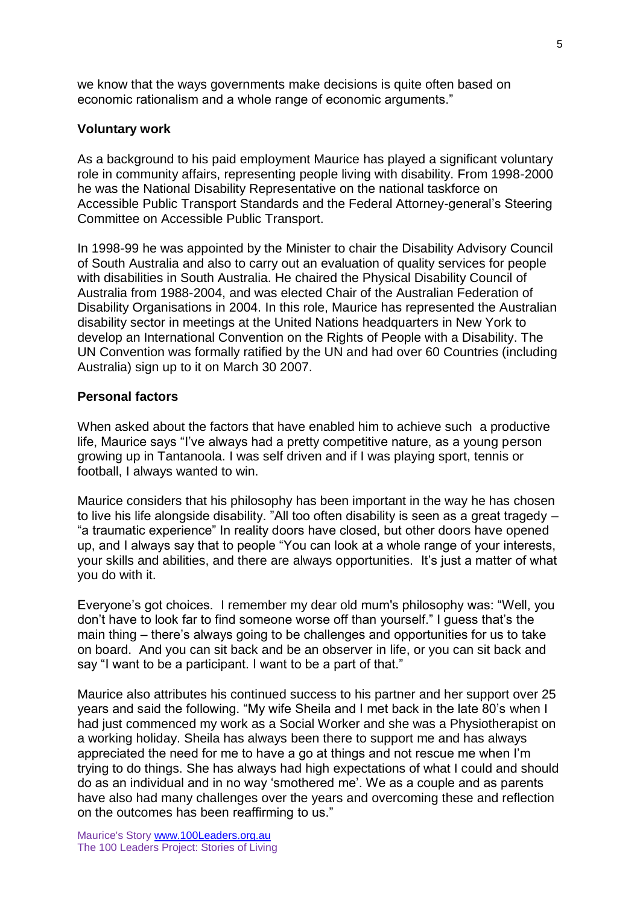we know that the ways governments make decisions is quite often based on economic rationalism and a whole range of economic arguments."

**Voluntary work**

As a background to his paid employment Maurice has played a significant voluntary role in community affairs, representing people living with disability. From 1998-2000 he was the National Disability Representative on the national taskforce on Accessible Public Transport Standards and the Federal Attorney-general's Steering Committee on Accessible Public Transport.

In 1998-99 he was appointed by the Minister to chair the Disability Advisory Council of South Australia and also to carry out an evaluation of quality services for people with disabilities in South Australia. He chaired the Physical Disability Council of Australia from 1988-2004, and was elected Chair of the Australian Federation of Disability Organisations in 2004. In this role, Maurice has represented the Australian disability sector in meetings at the United Nations headquarters in New York to develop an International Convention on the Rights of People with a Disability. The UN Convention was formally ratified by the UN and had over 60 Countries (including Australia) sign up to it on March 30 2007.

**Personal factors**

When asked about the factors that have enabled him to achieve such a productive life, Maurice says "I've always had a pretty competitive nature, as a young person growing up in Tantanoola. I was self driven and if I was playing sport, tennis or football, I always wanted to win.

Maurice considers that his philosophy has been important in the way he has chosen to live his life alongside disability. "All too often disability is seen as a great tragedy – "a traumatic experience" In reality doors have closed, but other doors have opened up, and I always say that to people "You can look at a whole range of your interests, your skills and abilities, and there are always opportunities. It's just a matter of what you do with it.

Everyone's got choices. I remember my dear old mum's philosophy was: "Well, you don't have to look far to find someone worse off than yourself." I guess that's the main thing – there's always going to be challenges and opportunities for us to take on board. And you can sit back and be an observer in life, or you can sit back and say "I want to be a participant. I want to be a part of that."

Maurice also attributes his continued success to his partner and her support over 25 years and said the following. "My wife Sheila and I met back in the late 80's when I had just commenced my work as a Social Worker and she was a Physiotherapist on a working holiday. Sheila has always been there to support me and has always appreciated the need for me to have a go at things and not rescue me when I'm trying to do things. She has always had high expectations of what I could and should do as an individual and in no way 'smothered me'. We as a couple and as parents have also had many challenges over the years and overcoming these and reflection on the outcomes has been reaffirming to us."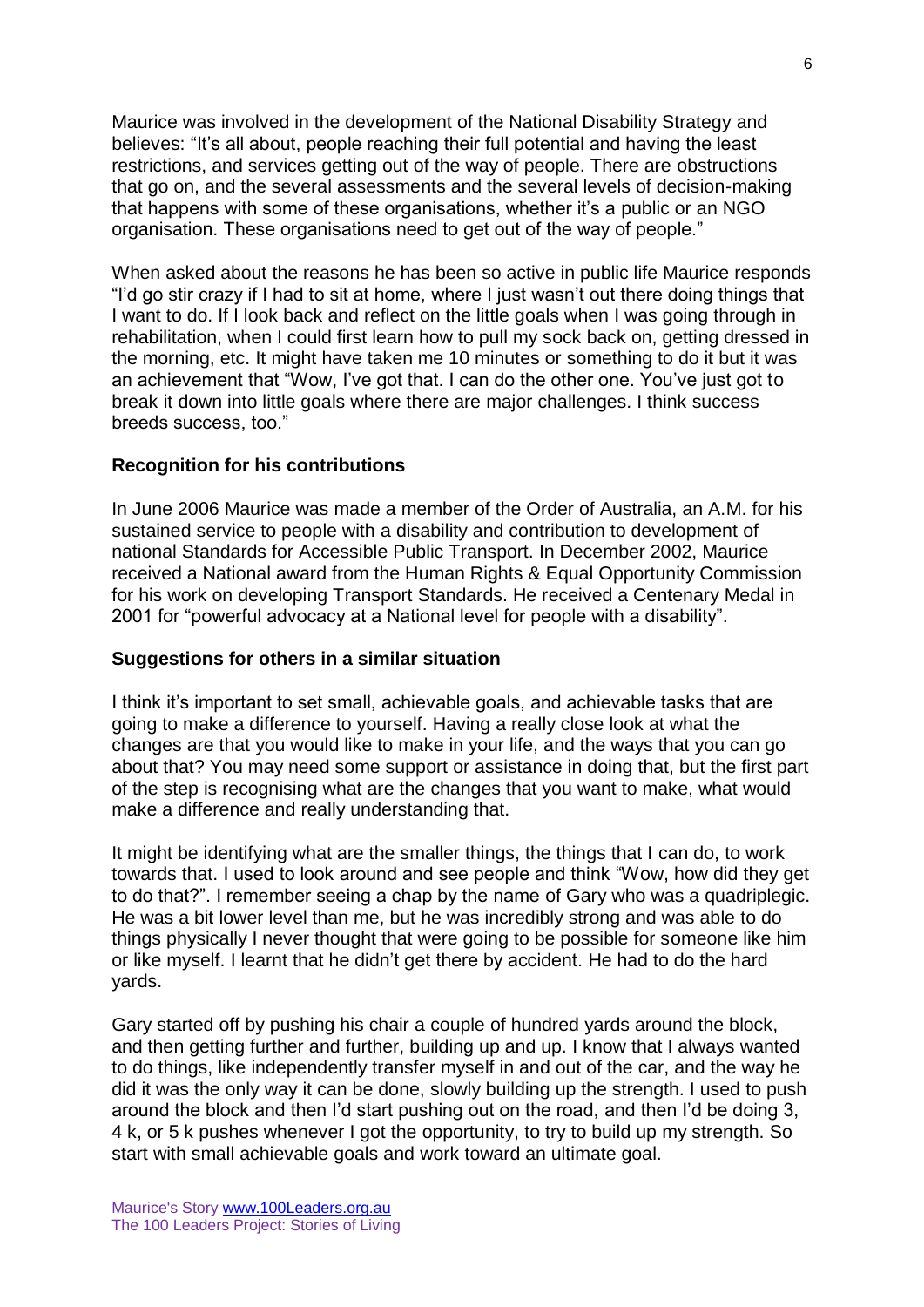Maurice was involved in the development of the National Disability Strategy and believes: "It's all about, people reaching their full potential and having the least restrictions, and services getting out of the way of people. There are obstructions that go on, and the several assessments and the several levels of decision-making that happens with some of these organisations, whether it's a public or an NGO organisation. These organisations need to get out of the way of people."

When asked about the reasons he has been so active in public life Maurice responds "I'd go stir crazy if I had to sit at home, where I just wasn't out there doing things that I want to do. If I look back and reflect on the little goals when I was going through in rehabilitation, when I could first learn how to pull my sock back on, getting dressed in the morning, etc. It might have taken me 10 minutes or something to do it but it was an achievement that "Wow, I've got that. I can do the other one. You've just got to break it down into little goals where there are major challenges. I think success breeds success, too."

## Recognition for his contributions

In June 2006 Maurice was made a member of the Order of Australia, an A.M. for his sustained service to people with a disability and contribution to development of national Standards for Accessible Public Transport. In December 2002, Maurice received a National award from the Human Rights & Equal Opportunity Commission for his work on developing Transport Standards. He received a Centenary Medal in 2001 for "powerful advocacy at a National level for people with a disability".

## Suggestions for others in a similar situation

I think it's important to set small, achievable goals, and achievable tasks that are going to make a difference to yourself. Having a really close look at what the changes are that you would like to make in your life, and the ways that you can go about that? You may need some support or assistance in doing that, but the first part of the step is recognising what are the changes that you want to make, what would make a difference and really understanding that.

It might be identifying what are the smaller things, the things that I can do, to work towards that. I used to look around and see people and think "Wow, how did they get to do that?". I remember seeing a chap by the name of Gary who was a quadriplegic. He was a bit lower level than me, but he was incredibly strong and was able to do things physically I never thought that were going to be possible for someone like him or like myself. I learnt that he didn't get there by accident. He had to do the hard yards.

Gary started off by pushing his chair a couple of hundred yards around the block, and then getting further and further, building up and up. I know that I always wanted to do things, like independently transfer myself in and out of the car, and the way he did it was the only way it can be done, slowly building up the strength. I used to push around the block and then I'd start pushing out on the road, and then I'd be doing 3, 4 k, or 5 k pushes whenever I got the opportunity, to try to build up my strength. So start with small achievable goals and work toward an ultimate goal.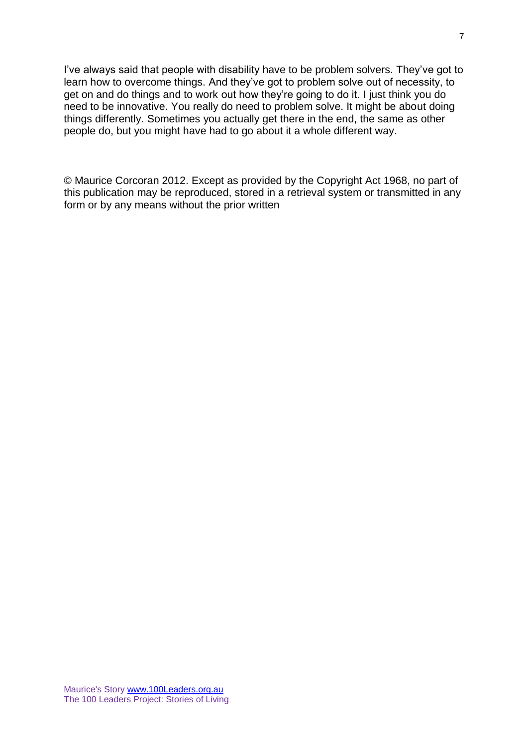I've always said that people with disability have to be problem solvers. They've got to learn how to overcome things. And they've got to problem solve out of necessity, to get on and do things and to work out how they're going to do it. I just think you do need to be innovative. You really do need to problem solve. It might be about doing things differently. Sometimes you actually get there in the end, the same as other people do, but you might have had to go about it a whole different way.

© Maurice Corcoran 2012. Except as provided by the Copyright Act 1968, no part of this publication may be reproduced, stored in a retrieval system or transmitted in any form or by any means without the prior written